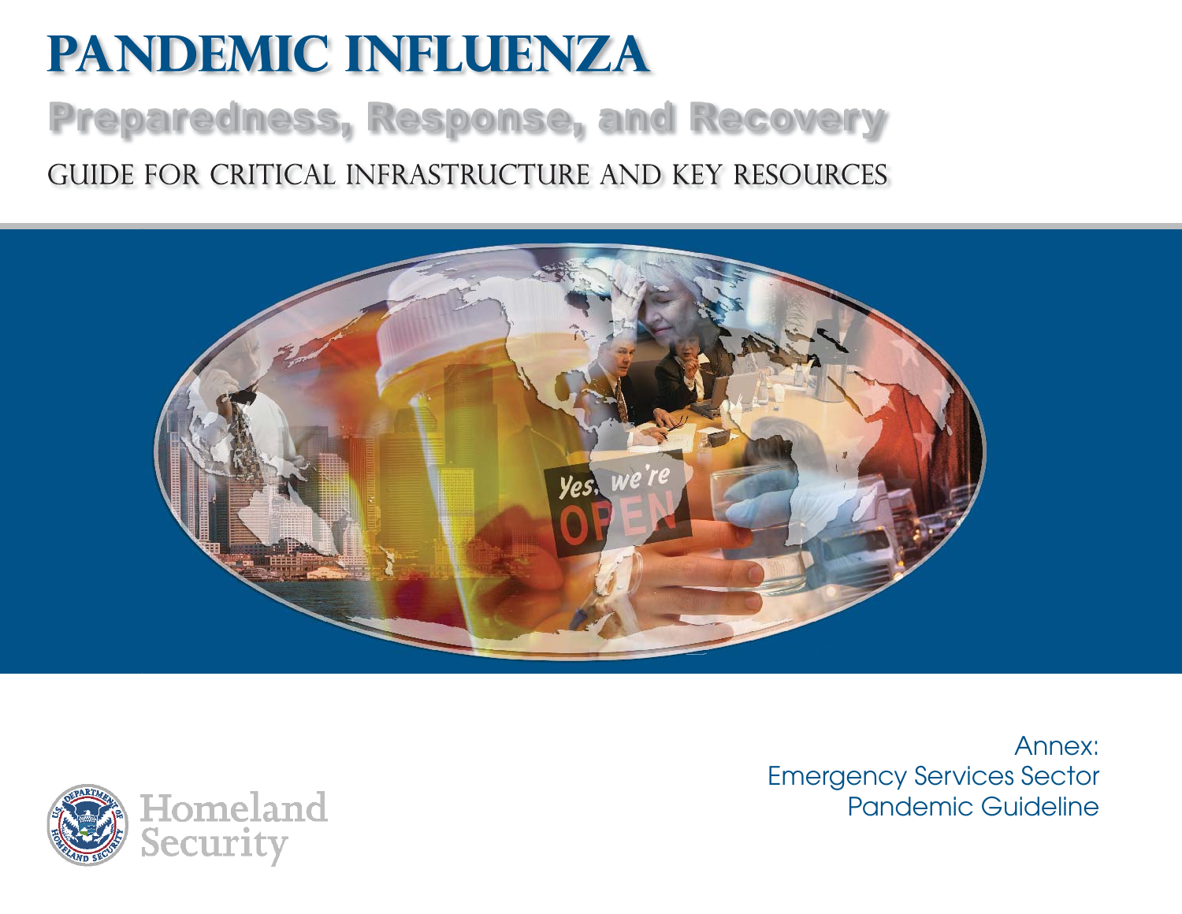# PANDEMIC INFLUENZA

## Preparedness, Response, and Recovery

GUIDE FOR CRITICAL INFRASTRUCTURE AND KEY RESOURCES

Annex:
Emergency Services Sector
Pandemic Guideline

Homeland Security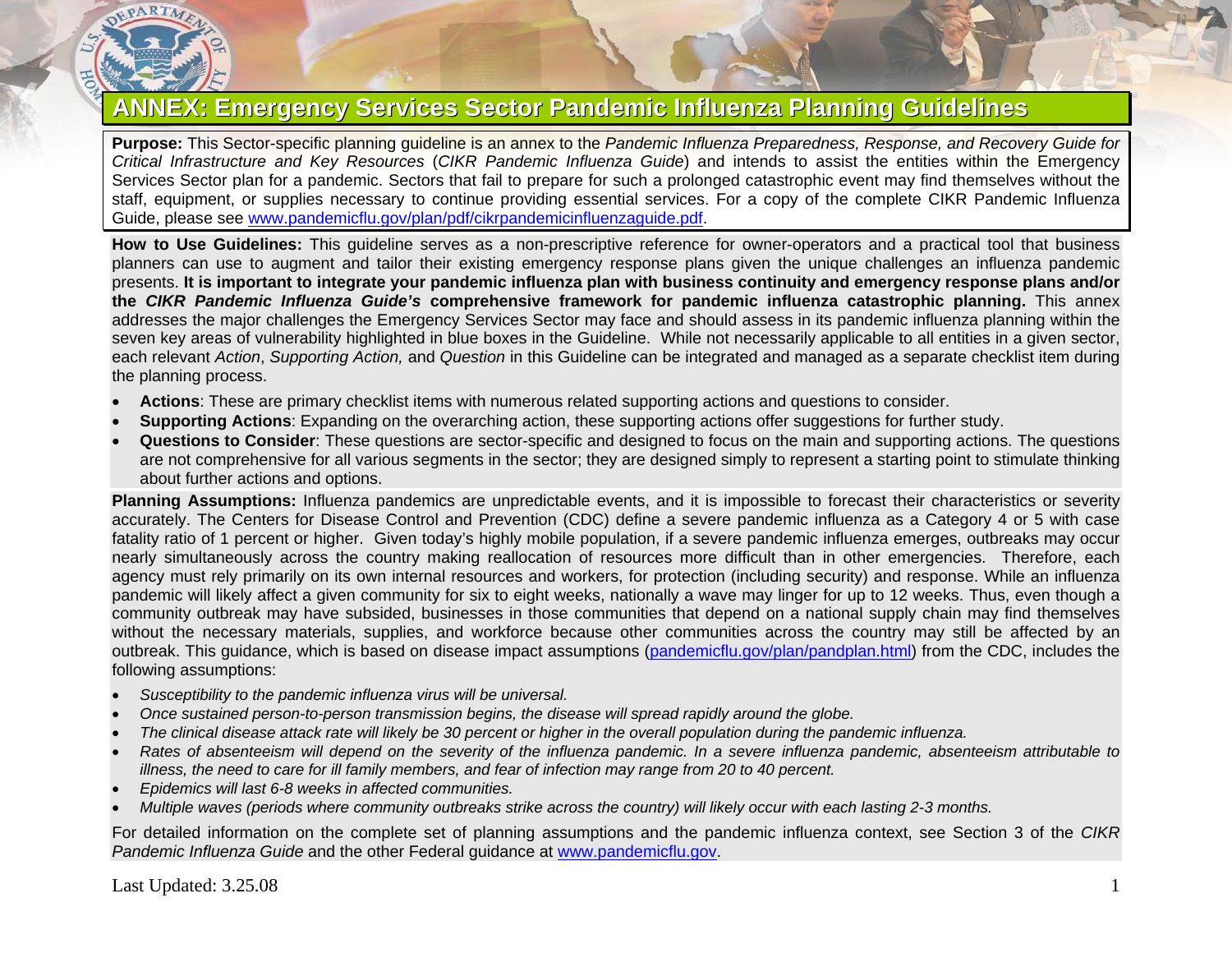# ANNEX: Emergency Services Sector Pandemic Influenza Planning Guidelines

**Purpose:** This Sector-specific planning guideline is an annex to the *Pandemic Influenza Preparedness, Response, and Recovery Guide for Critical Infrastructure and Key Resources* (*CIKR Pandemic Influenza Guide*) and intends to assist the entities within the Emergency Services Sector plan for a pandemic. Sectors that fail to prepare for such a prolonged catastrophic event may find themselves without the staff, equipment, or supplies necessary to continue providing essential services. For a copy of the complete CIKR Pandemic Influenza Guide, please see www.pandemicflu.gov/plan/pdf/cikrpandemicinfluenzaguide.pdf.

**How to Use Guidelines:** This guideline serves as a non-prescriptive reference for owner-operators and a practical tool that business planners can use to augment and tailor their existing emergency response plans given the unique challenges an influenza pandemic presents. **It is important to integrate your pandemic influenza plan with business continuity and emergency response plans and/or the *CIKR Pandemic Influenza Guide's* comprehensive framework for pandemic influenza catastrophic planning.** This annex addresses the major challenges the Emergency Services Sector may face and should assess in its pandemic influenza planning within the seven key areas of vulnerability highlighted in blue boxes in the Guideline. While not necessarily applicable to all entities in a given sector, each relevant *Action*, *Supporting Action,* and *Question* in this Guideline can be integrated and managed as a separate checklist item during the planning process.

- **Actions**: These are primary checklist items with numerous related supporting actions and questions to consider.
- **Supporting Actions**: Expanding on the overarching action, these supporting actions offer suggestions for further study.
- **Questions to Consider**: These questions are sector-specific and designed to focus on the main and supporting actions. The questions are not comprehensive for all various segments in the sector; they are designed simply to represent a starting point to stimulate thinking about further actions and options.

**Planning Assumptions:** Influenza pandemics are unpredictable events, and it is impossible to forecast their characteristics or severity accurately. The Centers for Disease Control and Prevention (CDC) define a severe pandemic influenza as a Category 4 or 5 with case fatality ratio of 1 percent or higher. Given today's highly mobile population, if a severe pandemic influenza emerges, outbreaks may occur nearly simultaneously across the country making reallocation of resources more difficult than in other emergencies. Therefore, each agency must rely primarily on its own internal resources and workers, for protection (including security) and response. While an influenza pandemic will likely affect a given community for six to eight weeks, nationally a wave may linger for up to 12 weeks. Thus, even though a community outbreak may have subsided, businesses in those communities that depend on a national supply chain may find themselves without the necessary materials, supplies, and workforce because other communities across the country may still be affected by an outbreak. This guidance, which is based on disease impact assumptions (pandemicflu.gov/plan/pandplan.html) from the CDC, includes the following assumptions:

- *Susceptibility to the pandemic influenza virus will be universal.*
- *Once sustained person-to-person transmission begins, the disease will spread rapidly around the globe.*
- *The clinical disease attack rate will likely be 30 percent or higher in the overall population during the pandemic influenza.*
- *Rates of absenteeism will depend on the severity of the influenza pandemic. In a severe influenza pandemic, absenteeism attributable to illness, the need to care for ill family members, and fear of infection may range from 20 to 40 percent.*
- *Epidemics will last 6-8 weeks in affected communities.*
- *Multiple waves (periods where community outbreaks strike across the country) will likely occur with each lasting 2-3 months.*

For detailed information on the complete set of planning assumptions and the pandemic influenza context, see Section 3 of the *CIKR Pandemic Influenza Guide* and the other Federal guidance at www.pandemicflu.gov.

Last Updated: 3.25.08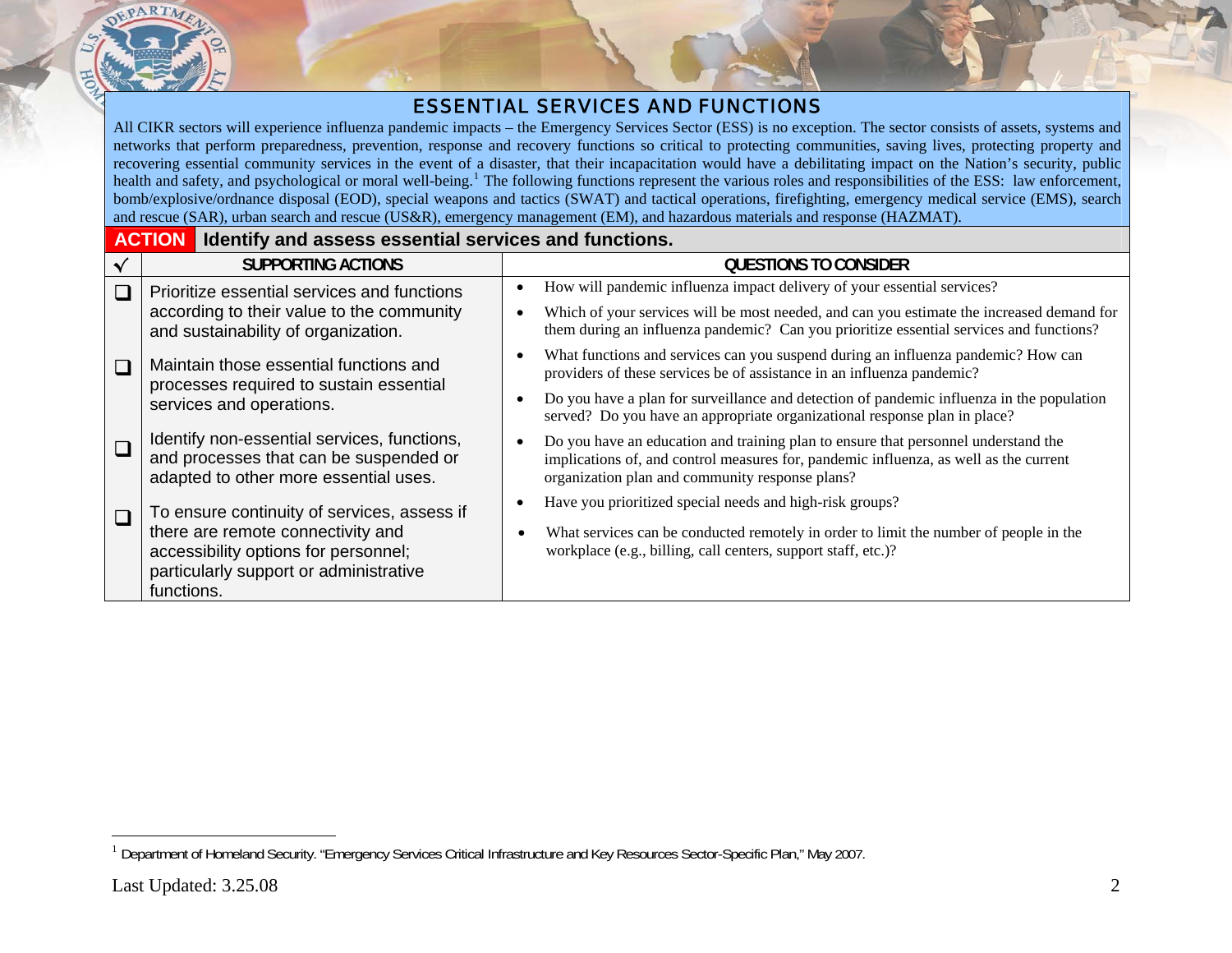## ESSENTIAL SERVICES AND FUNCTIONS

All CIKR sectors will experience influenza pandemic impacts – the Emergency Services Sector (ESS) is no exception. The sector consists of assets, systems and networks that perform preparedness, prevention, response and recovery functions so critical to protecting communities, saving lives, protecting property and recovering essential community services in the event of a disaster, that their incapacitation would have a debilitating impact on the Nation's security, public health and safety, and psychological or moral well-being.[1] The following functions represent the various roles and responsibilities of the ESS: law enforcement, bomb/explosive/ordnance disposal (EOD), special weapons and tactics (SWAT) and tactical operations, firefighting, emergency medical service (EMS), search and rescue (SAR), urban search and rescue (US&R), emergency management (EM), and hazardous materials and response (HAZMAT).

**ACTION Identify and assess essential services and functions.**

| √ | SUPPORTING ACTIONS | QUESTIONS TO CONSIDER |
|---|---|---|
| ❑ | Prioritize essential services and functions according to their value to the community and sustainability of organization. | • How will pandemic influenza impact delivery of your essential services?<br>• Which of your services will be most needed, and can you estimate the increased demand for them during an influenza pandemic? Can you prioritize essential services and functions? |
| ❑ | Maintain those essential functions and processes required to sustain essential services and operations. | • What functions and services can you suspend during an influenza pandemic? How can providers of these services be of assistance in an influenza pandemic?<br>• Do you have a plan for surveillance and detection of pandemic influenza in the population served? Do you have an appropriate organizational response plan in place? |
| ❑ | Identify non-essential services, functions, and processes that can be suspended or adapted to other more essential uses. | • Do you have an education and training plan to ensure that personnel understand the implications of, and control measures for, pandemic influenza, as well as the current organization plan and community response plans?<br>• Have you prioritized special needs and high-risk groups? |
| ❑ | To ensure continuity of services, assess if there are remote connectivity and accessibility options for personnel; particularly support or administrative functions. | • What services can be conducted remotely in order to limit the number of people in the workplace (e.g., billing, call centers, support staff, etc.)? |

[1] Department of Homeland Security. "Emergency Services Critical Infrastructure and Key Resources Sector-Specific Plan," May 2007.

Last Updated: 3.25.08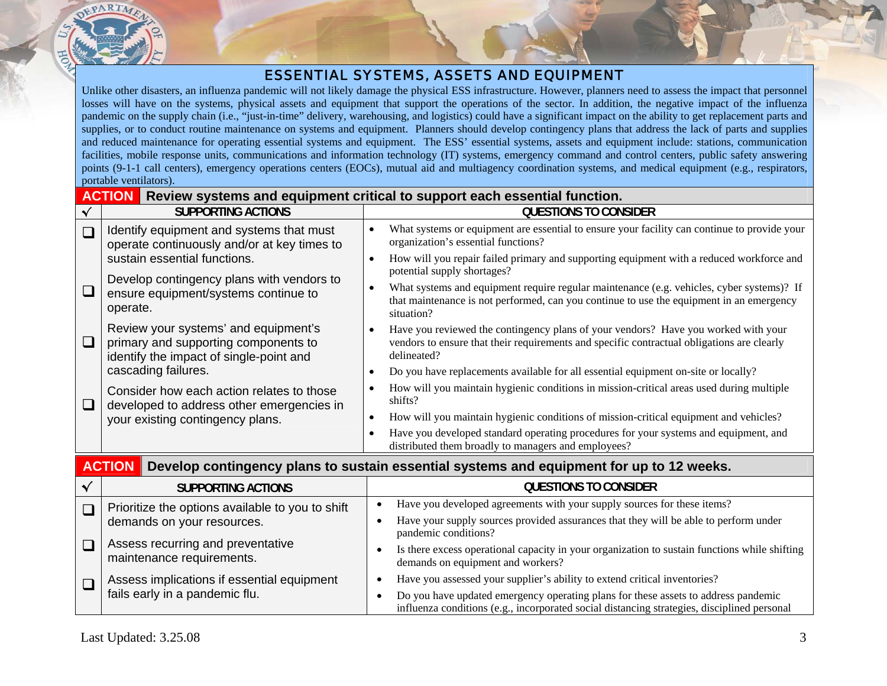## ESSENTIAL SYSTEMS, ASSETS AND EQUIPMENT

Unlike other disasters, an influenza pandemic will not likely damage the physical ESS infrastructure. However, planners need to assess the impact that personnel losses will have on the systems, physical assets and equipment that support the operations of the sector. In addition, the negative impact of the influenza pandemic on the supply chain (i.e., "just-in-time" delivery, warehousing, and logistics) could have a significant impact on the ability to get replacement parts and supplies, or to conduct routine maintenance on systems and equipment. Planners should develop contingency plans that address the lack of parts and supplies and reduced maintenance for operating essential systems and equipment. The ESS' essential systems, assets and equipment include: stations, communication facilities, mobile response units, communications and information technology (IT) systems, emergency command and control centers, public safety answering points (9-1-1 call centers), emergency operations centers (EOCs), mutual aid and multiagency coordination systems, and medical equipment (e.g., respirators, portable ventilators).

### ACTION Review systems and equipment critical to support each essential function.

| √ | SUPPORTING ACTIONS | QUESTIONS TO CONSIDER |
|---|---|---|
| ❑ | Identify equipment and systems that must operate continuously and/or at key times to sustain essential functions. | • What systems or equipment are essential to ensure your facility can continue to provide your organization's essential functions?<br>• How will you repair failed primary and supporting equipment with a reduced workforce and potential supply shortages? |
| ❑ | Develop contingency plans with vendors to ensure equipment/systems continue to operate. | • What systems and equipment require regular maintenance (e.g. vehicles, cyber systems)? If that maintenance is not performed, can you continue to use the equipment in an emergency situation? |
| ❑ | Review your systems' and equipment's primary and supporting components to identify the impact of single-point and cascading failures. | • Have you reviewed the contingency plans of your vendors? Have you worked with your vendors to ensure that their requirements and specific contractual obligations are clearly delineated?<br>• Do you have replacements available for all essential equipment on-site or locally? |
| ❑ | Consider how each action relates to those developed to address other emergencies in your existing contingency plans. | • How will you maintain hygienic conditions in mission-critical areas used during multiple shifts?<br>• How will you maintain hygienic conditions of mission-critical equipment and vehicles?<br>• Have you developed standard operating procedures for your systems and equipment, and distributed them broadly to managers and employees? |

### ACTION Develop contingency plans to sustain essential systems and equipment for up to 12 weeks.

| √ | SUPPORTING ACTIONS | QUESTIONS TO CONSIDER |
|---|---|---|
| ❑ | Prioritize the options available to you to shift demands on your resources. | • Have you developed agreements with your supply sources for these items?<br>• Have your supply sources provided assurances that they will be able to perform under pandemic conditions? |
| ❑ | Assess recurring and preventative maintenance requirements. | • Is there excess operational capacity in your organization to sustain functions while shifting demands on equipment and workers? |
| ❑ | Assess implications if essential equipment fails early in a pandemic flu. | • Have you assessed your supplier's ability to extend critical inventories?<br>• Do you have updated emergency operating plans for these assets to address pandemic influenza conditions (e.g., incorporated social distancing strategies, disciplined personal |

Last Updated: 3.25.08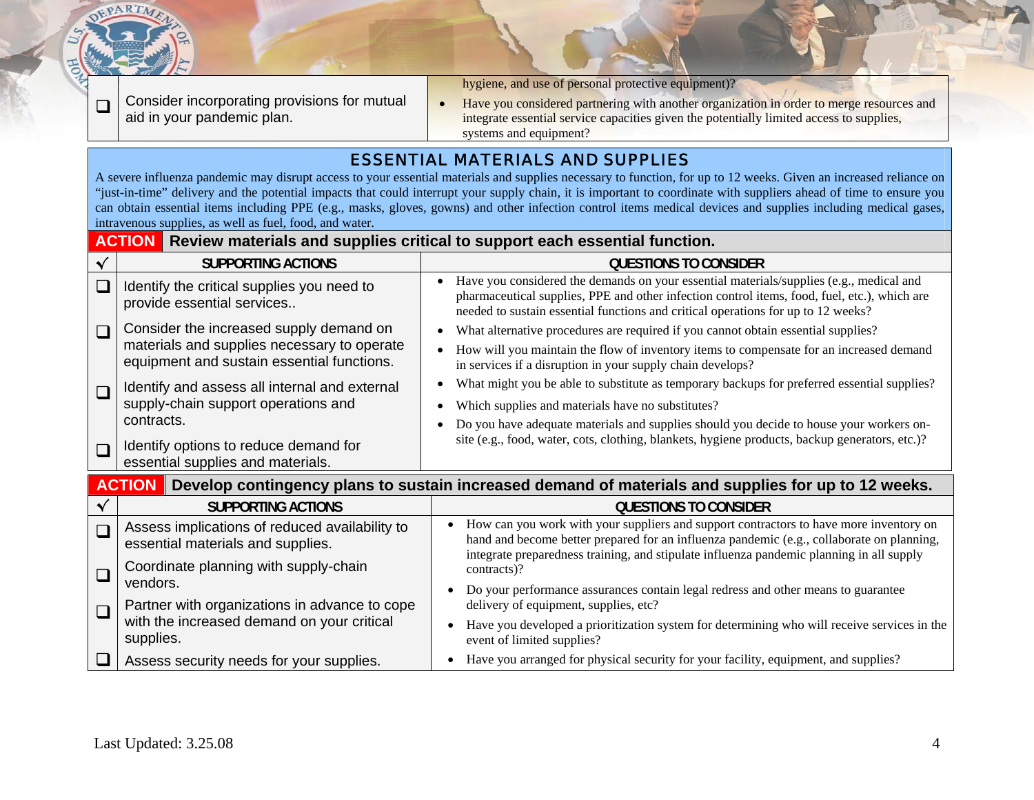| ❑ | Consider incorporating provisions for mutual aid in your pandemic plan. | hygiene, and use of personal protective equipment)?<br>• Have you considered partnering with another organization in order to merge resources and integrate essential service capacities given the potentially limited access to supplies, systems and equipment? |
|---|---|---|

## ESSENTIAL MATERIALS AND SUPPLIES

A severe influenza pandemic may disrupt access to your essential materials and supplies necessary to function, for up to 12 weeks. Given an increased reliance on "just-in-time" delivery and the potential impacts that could interrupt your supply chain, it is important to coordinate with suppliers ahead of time to ensure you can obtain essential items including PPE (e.g., masks, gloves, gowns) and other infection control items medical devices and supplies including medical gases, intravenous supplies, as well as fuel, food, and water.

**ACTION** **Review materials and supplies critical to support each essential function.**

| √ | SUPPORTING ACTIONS | QUESTIONS TO CONSIDER |
|---|---|---|
| ❑ | Identify the critical supplies you need to provide essential services.. | • Have you considered the demands on your essential materials/supplies (e.g., medical and pharmaceutical supplies, PPE and other infection control items, food, fuel, etc.), which are needed to sustain essential functions and critical operations for up to 12 weeks? |
| ❑ | Consider the increased supply demand on materials and supplies necessary to operate equipment and sustain essential functions. | • What alternative procedures are required if you cannot obtain essential supplies?<br>• How will you maintain the flow of inventory items to compensate for an increased demand in services if a disruption in your supply chain develops? |
| ❑ | Identify and assess all internal and external supply-chain support operations and contracts. | • What might you be able to substitute as temporary backups for preferred essential supplies?<br>• Which supplies and materials have no substitutes? |
| ❑ | Identify options to reduce demand for essential supplies and materials. | • Do you have adequate materials and supplies should you decide to house your workers on-site (e.g., food, water, cots, clothing, blankets, hygiene products, backup generators, etc.)? |

**ACTION** **Develop contingency plans to sustain increased demand of materials and supplies for up to 12 weeks.**

| √ | SUPPORTING ACTIONS | QUESTIONS TO CONSIDER |
|---|---|---|
| ❑ | Assess implications of reduced availability to essential materials and supplies. | • How can you work with your suppliers and support contractors to have more inventory on hand and become better prepared for an influenza pandemic (e.g., collaborate on planning, integrate preparedness training, and stipulate influenza pandemic planning in all supply contracts)? |
| ❑ | Coordinate planning with supply-chain vendors. | • Do your performance assurances contain legal redress and other means to guarantee delivery of equipment, supplies, etc? |
| ❑ | Partner with organizations in advance to cope with the increased demand on your critical supplies. | • Have you developed a prioritization system for determining who will receive services in the event of limited supplies? |
| ❑ | Assess security needs for your supplies. | • Have you arranged for physical security for your facility, equipment, and supplies? |

Last Updated: 3.25.08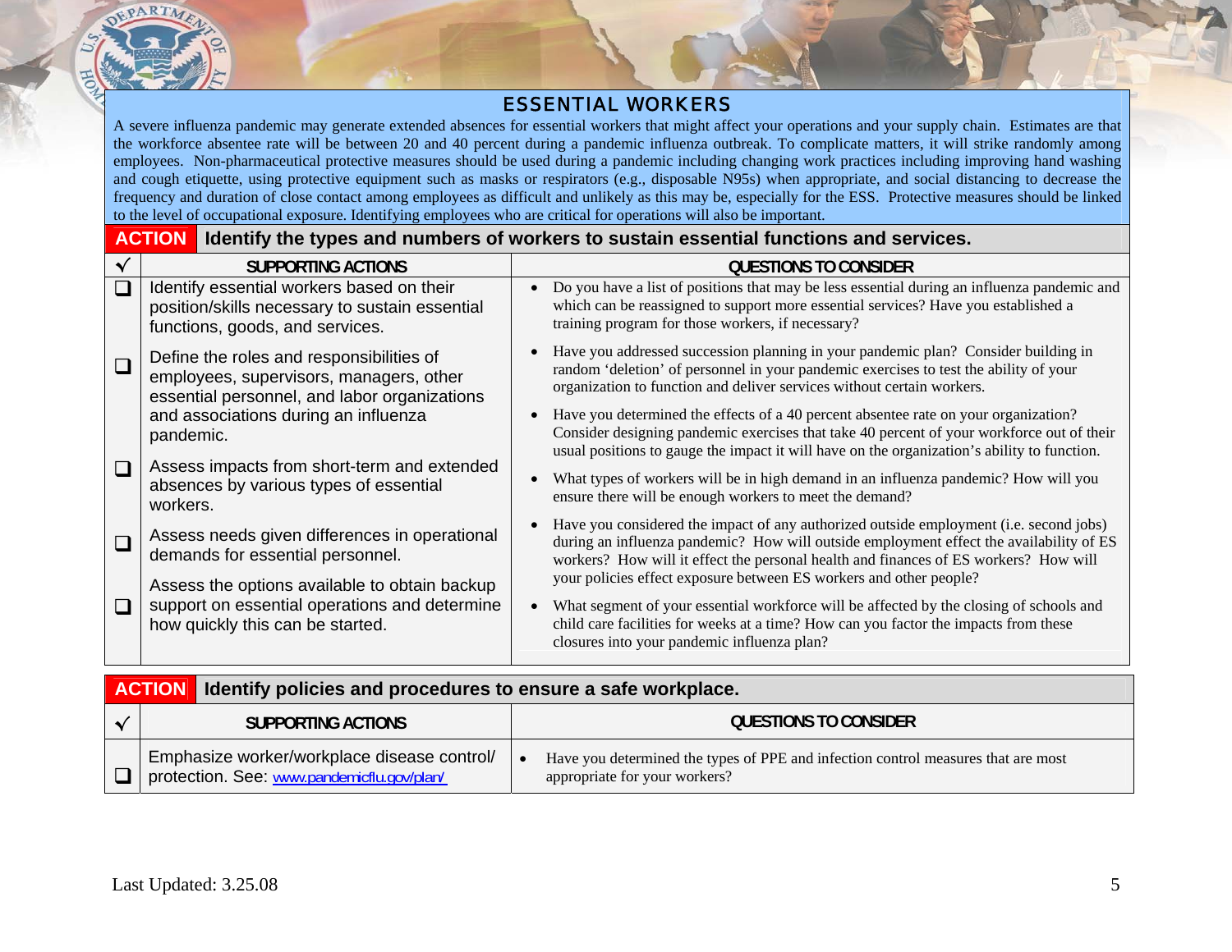## ESSENTIAL WORKERS

A severe influenza pandemic may generate extended absences for essential workers that might affect your operations and your supply chain. Estimates are that the workforce absentee rate will be between 20 and 40 percent during a pandemic influenza outbreak. To complicate matters, it will strike randomly among employees. Non-pharmaceutical protective measures should be used during a pandemic including changing work practices including improving hand washing and cough etiquette, using protective equipment such as masks or respirators (e.g., disposable N95s) when appropriate, and social distancing to decrease the frequency and duration of close contact among employees as difficult and unlikely as this may be, especially for the ESS. Protective measures should be linked to the level of occupational exposure. Identifying employees who are critical for operations will also be important.

### ACTION Identify the types and numbers of workers to sustain essential functions and services.

| √ | SUPPORTING ACTIONS | QUESTIONS TO CONSIDER |
|---|---|---|
| ❑ | Identify essential workers based on their position/skills necessary to sustain essential functions, goods, and services. | • Do you have a list of positions that may be less essential during an influenza pandemic and which can be reassigned to support more essential services? Have you established a training program for those workers, if necessary? |
| ❑ | Define the roles and responsibilities of employees, supervisors, managers, other essential personnel, and labor organizations and associations during an influenza pandemic. | • Have you addressed succession planning in your pandemic plan? Consider building in random 'deletion' of personnel in your pandemic exercises to test the ability of your organization to function and deliver services without certain workers.<br>• Have you determined the effects of a 40 percent absentee rate on your organization? Consider designing pandemic exercises that take 40 percent of your workforce out of their usual positions to gauge the impact it will have on the organization's ability to function. |
| ❑ | Assess impacts from short-term and extended absences by various types of essential workers. | • What types of workers will be in high demand in an influenza pandemic? How will you ensure there will be enough workers to meet the demand? |
| ❑ | Assess needs given differences in operational demands for essential personnel. | • Have you considered the impact of any authorized outside employment (i.e. second jobs) during an influenza pandemic? How will outside employment effect the availability of ES workers? How will it effect the personal health and finances of ES workers? How will your policies effect exposure between ES workers and other people? |
| ❑ | Assess the options available to obtain backup support on essential operations and determine how quickly this can be started. | • What segment of your essential workforce will be affected by the closing of schools and child care facilities for weeks at a time? How can you factor the impacts from these closures into your pandemic influenza plan? |

### ACTION Identify policies and procedures to ensure a safe workplace.

| √ | SUPPORTING ACTIONS | QUESTIONS TO CONSIDER |
|---|---|---|
| ❑ | Emphasize worker/workplace disease control/ protection. See: www.pandemicflu.gov/plan/ | • Have you determined the types of PPE and infection control measures that are most appropriate for your workers? |

Last Updated: 3.25.08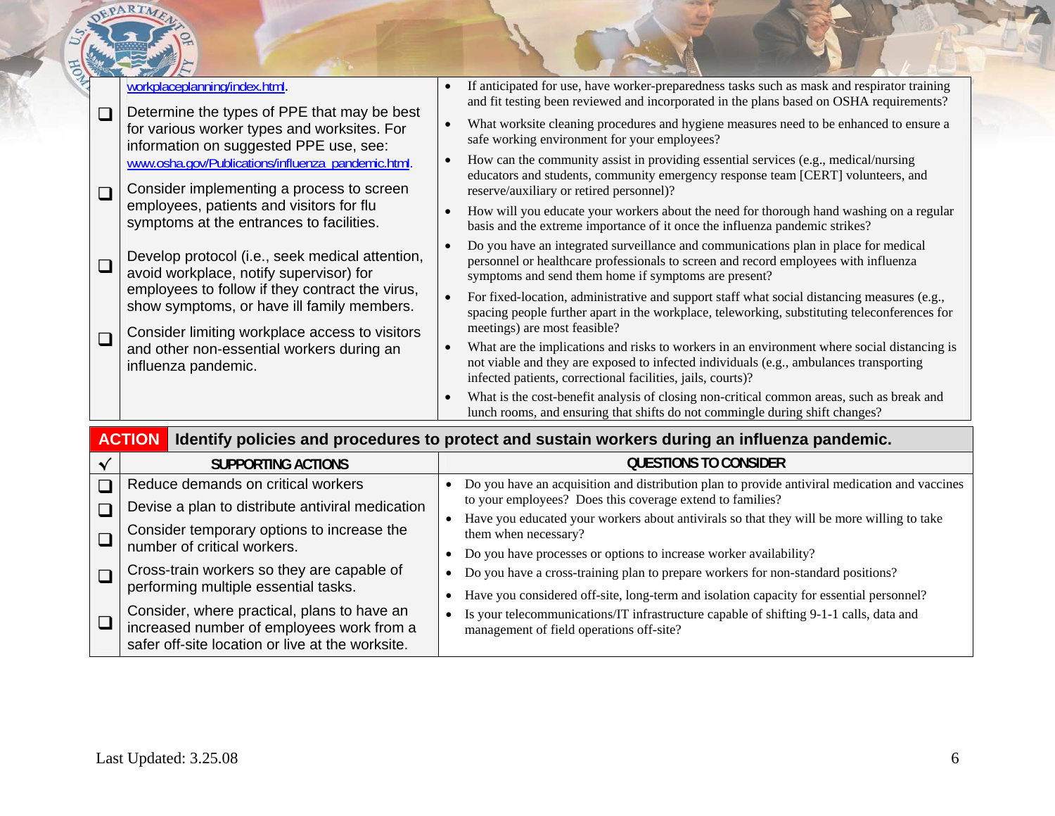| | | |
|---|---|---|
| | workplaceplanning/index.html. | • If anticipated for use, have worker-preparedness tasks such as mask and respirator training and fit testing been reviewed and incorporated in the plans based on OSHA requirements? |
| ❑ | Determine the types of PPE that may be best for various worker types and worksites. For information on suggested PPE use, see: www.osha.gov/Publications/influenza_pandemic.html. | • What worksite cleaning procedures and hygiene measures need to be enhanced to ensure a safe working environment for your employees? |
| ❑ | Consider implementing a process to screen employees, patients and visitors for flu symptoms at the entrances to facilities. | • How can the community assist in providing essential services (e.g., medical/nursing educators and students, community emergency response team [CERT] volunteers, and reserve/auxiliary or retired personnel)? |
| ❑ | Develop protocol (i.e., seek medical attention, avoid workplace, notify supervisor) for employees to follow if they contract the virus, show symptoms, or have ill family members. | • How will you educate your workers about the need for thorough hand washing on a regular basis and the extreme importance of it once the influenza pandemic strikes? |
| ❑ | Consider limiting workplace access to visitors and other non-essential workers during an influenza pandemic. | • Do you have an integrated surveillance and communications plan in place for medical personnel or healthcare professionals to screen and record employees with influenza symptoms and send them home if symptoms are present? |
| | | • For fixed-location, administrative and support staff what social distancing measures (e.g., spacing people further apart in the workplace, teleworking, substituting teleconferences for meetings) are most feasible? |
| | | • What are the implications and risks to workers in an environment where social distancing is not viable and they are exposed to infected individuals (e.g., ambulances transporting infected patients, correctional facilities, jails, courts)? |
| | | • What is the cost-benefit analysis of closing non-critical common areas, such as break and lunch rooms, and ensuring that shifts do not commingle during shift changes? |

**ACTION** **Identify policies and procedures to protect and sustain workers during an influenza pandemic.**

| √ | SUPPORTING ACTIONS | QUESTIONS TO CONSIDER |
|---|---|---|
| ❑ | Reduce demands on critical workers | • Do you have an acquisition and distribution plan to provide antiviral medication and vaccines to your employees? Does this coverage extend to families? |
| ❑ | Devise a plan to distribute antiviral medication | • Have you educated your workers about antivirals so that they will be more willing to take them when necessary? |
| ❑ | Consider temporary options to increase the number of critical workers. | • Do you have processes or options to increase worker availability? |
| ❑ | Cross-train workers so they are capable of performing multiple essential tasks. | • Do you have a cross-training plan to prepare workers for non-standard positions? |
| ❑ | Consider, where practical, plans to have an increased number of employees work from a safer off-site location or live at the worksite. | • Have you considered off-site, long-term and isolation capacity for essential personnel? |
| | | • Is your telecommunications/IT infrastructure capable of shifting 9-1-1 calls, data and management of field operations off-site? |

Last Updated: 3.25.08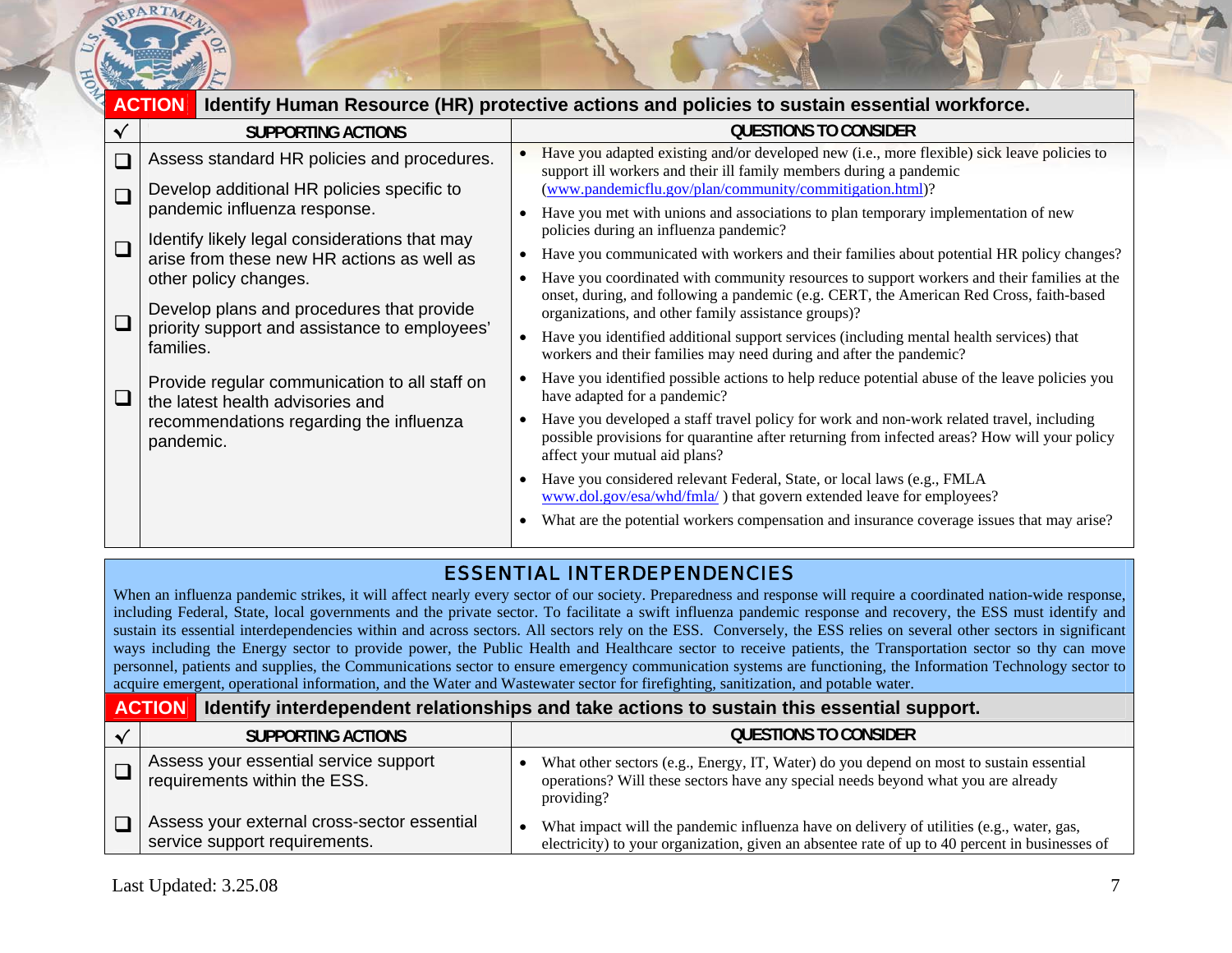| ACTION | Identify Human Resource (HR) protective actions and policies to sustain essential workforce. | |
|---|---|---|
| √ | **SUPPORTING ACTIONS** | **QUESTIONS TO CONSIDER** |
| ❑ | Assess standard HR policies and procedures. | • Have you adapted existing and/or developed new (i.e., more flexible) sick leave policies to support ill workers and their ill family members during a pandemic (www.pandemicflu.gov/plan/community/commitigation.html)? |
| ❑ | Develop additional HR policies specific to pandemic influenza response. | • Have you met with unions and associations to plan temporary implementation of new policies during an influenza pandemic? |
| ❑ | Identify likely legal considerations that may arise from these new HR actions as well as other policy changes. | • Have you communicated with workers and their families about potential HR policy changes? • Have you coordinated with community resources to support workers and their families at the onset, during, and following a pandemic (e.g. CERT, the American Red Cross, faith-based organizations, and other family assistance groups)? |
| ❑ | Develop plans and procedures that provide priority support and assistance to employees' families. | • Have you identified additional support services (including mental health services) that workers and their families may need during and after the pandemic? |
| ❑ | Provide regular communication to all staff on the latest health advisories and recommendations regarding the influenza pandemic. | • Have you identified possible actions to help reduce potential abuse of the leave policies you have adapted for a pandemic? • Have you developed a staff travel policy for work and non-work related travel, including possible provisions for quarantine after returning from infected areas? How will your policy affect your mutual aid plans? • Have you considered relevant Federal, State, or local laws (e.g., FMLA www.dol.gov/esa/whd/fmla/ ) that govern extended leave for employees? • What are the potential workers compensation and insurance coverage issues that may arise? |

## ESSENTIAL INTERDEPENDENCIES

When an influenza pandemic strikes, it will affect nearly every sector of our society. Preparedness and response will require a coordinated nation-wide response, including Federal, State, local governments and the private sector. To facilitate a swift influenza pandemic response and recovery, the ESS must identify and sustain its essential interdependencies within and across sectors. All sectors rely on the ESS. Conversely, the ESS relies on several other sectors in significant ways including the Energy sector to provide power, the Public Health and Healthcare sector to receive patients, the Transportation sector so thy can move personnel, patients and supplies, the Communications sector to ensure emergency communication systems are functioning, the Information Technology sector to acquire emergent, operational information, and the Water and Wastewater sector for firefighting, sanitization, and potable water.

| ACTION | Identify interdependent relationships and take actions to sustain this essential support. | |
|---|---|---|
| √ | **SUPPORTING ACTIONS** | **QUESTIONS TO CONSIDER** |
| ❑ | Assess your essential service support requirements within the ESS. | • What other sectors (e.g., Energy, IT, Water) do you depend on most to sustain essential operations? Will these sectors have any special needs beyond what you are already providing? |
| ❑ | Assess your external cross-sector essential service support requirements. | • What impact will the pandemic influenza have on delivery of utilities (e.g., water, gas, electricity) to your organization, given an absentee rate of up to 40 percent in businesses of |

Last Updated: 3.25.08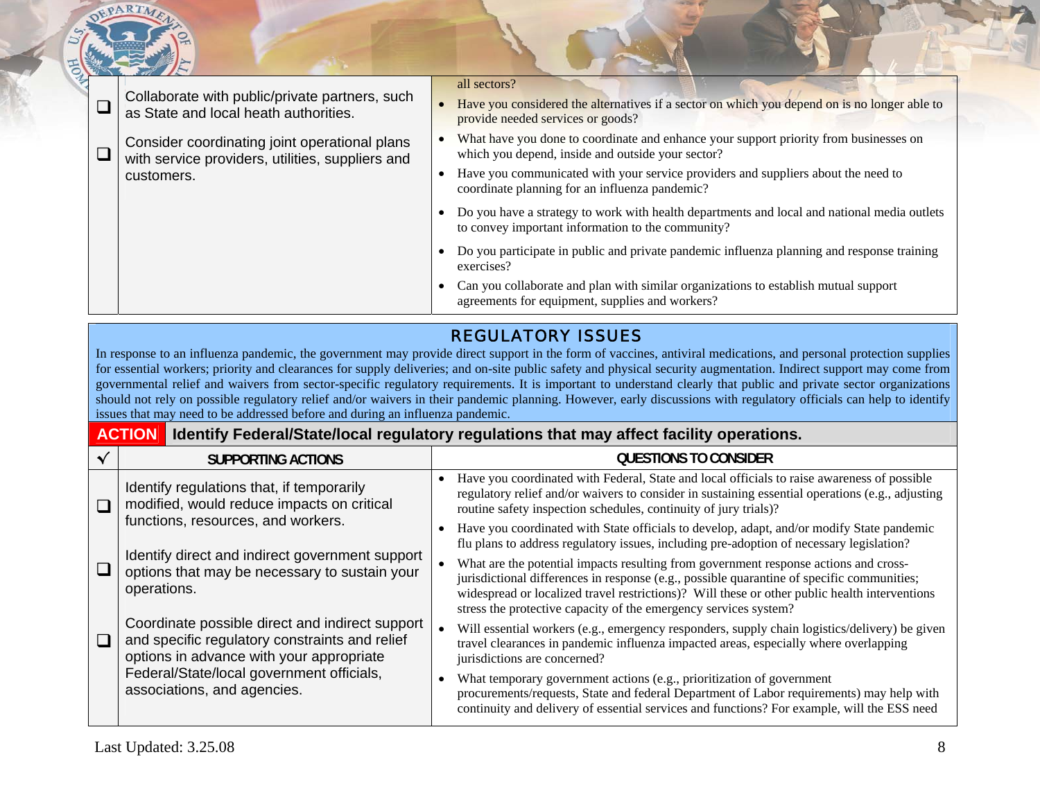| ☐ | Collaborate with public/private partners, such as State and local heath authorities. | all sectors? |
|---|---|---|
| ☐ | Consider coordinating joint operational plans with service providers, utilities, suppliers and customers. | • Have you considered the alternatives if a sector on which you depend on is no longer able to provide needed services or goods?<br>• What have you done to coordinate and enhance your support priority from businesses on which you depend, inside and outside your sector?<br>• Have you communicated with your service providers and suppliers about the need to coordinate planning for an influenza pandemic?<br>• Do you have a strategy to work with health departments and local and national media outlets to convey important information to the community?<br>• Do you participate in public and private pandemic influenza planning and response training exercises?<br>• Can you collaborate and plan with similar organizations to establish mutual support agreements for equipment, supplies and workers? |

## REGULATORY ISSUES

In response to an influenza pandemic, the government may provide direct support in the form of vaccines, antiviral medications, and personal protection supplies for essential workers; priority and clearances for supply deliveries; and on-site public safety and physical security augmentation. Indirect support may come from governmental relief and waivers from sector-specific regulatory requirements. It is important to understand clearly that public and private sector organizations should not rely on possible regulatory relief and/or waivers in their pandemic planning. However, early discussions with regulatory officials can help to identify issues that may need to be addressed before and during an influenza pandemic.

**ACTION** **Identify Federal/State/local regulatory regulations that may affect facility operations.**

| √ | SUPPORTING ACTIONS | QUESTIONS TO CONSIDER |
|---|---|---|
| ☐ | Identify regulations that, if temporarily modified, would reduce impacts on critical functions, resources, and workers. | • Have you coordinated with Federal, State and local officials to raise awareness of possible regulatory relief and/or waivers to consider in sustaining essential operations (e.g., adjusting routine safety inspection schedules, continuity of jury trials)?<br>• Have you coordinated with State officials to develop, adapt, and/or modify State pandemic flu plans to address regulatory issues, including pre-adoption of necessary legislation? |
| ☐ | Identify direct and indirect government support options that may be necessary to sustain your operations. | • What are the potential impacts resulting from government response actions and cross-jurisdictional differences in response (e.g., possible quarantine of specific communities; widespread or localized travel restrictions)? Will these or other public health interventions stress the protective capacity of the emergency services system? |
| ☐ | Coordinate possible direct and indirect support and specific regulatory constraints and relief options in advance with your appropriate Federal/State/local government officials, associations, and agencies. | • Will essential workers (e.g., emergency responders, supply chain logistics/delivery) be given travel clearances in pandemic influenza impacted areas, especially where overlapping jurisdictions are concerned?<br>• What temporary government actions (e.g., prioritization of government procurements/requests, State and federal Department of Labor requirements) may help with continuity and delivery of essential services and functions? For example, will the ESS need |

Last Updated: 3.25.08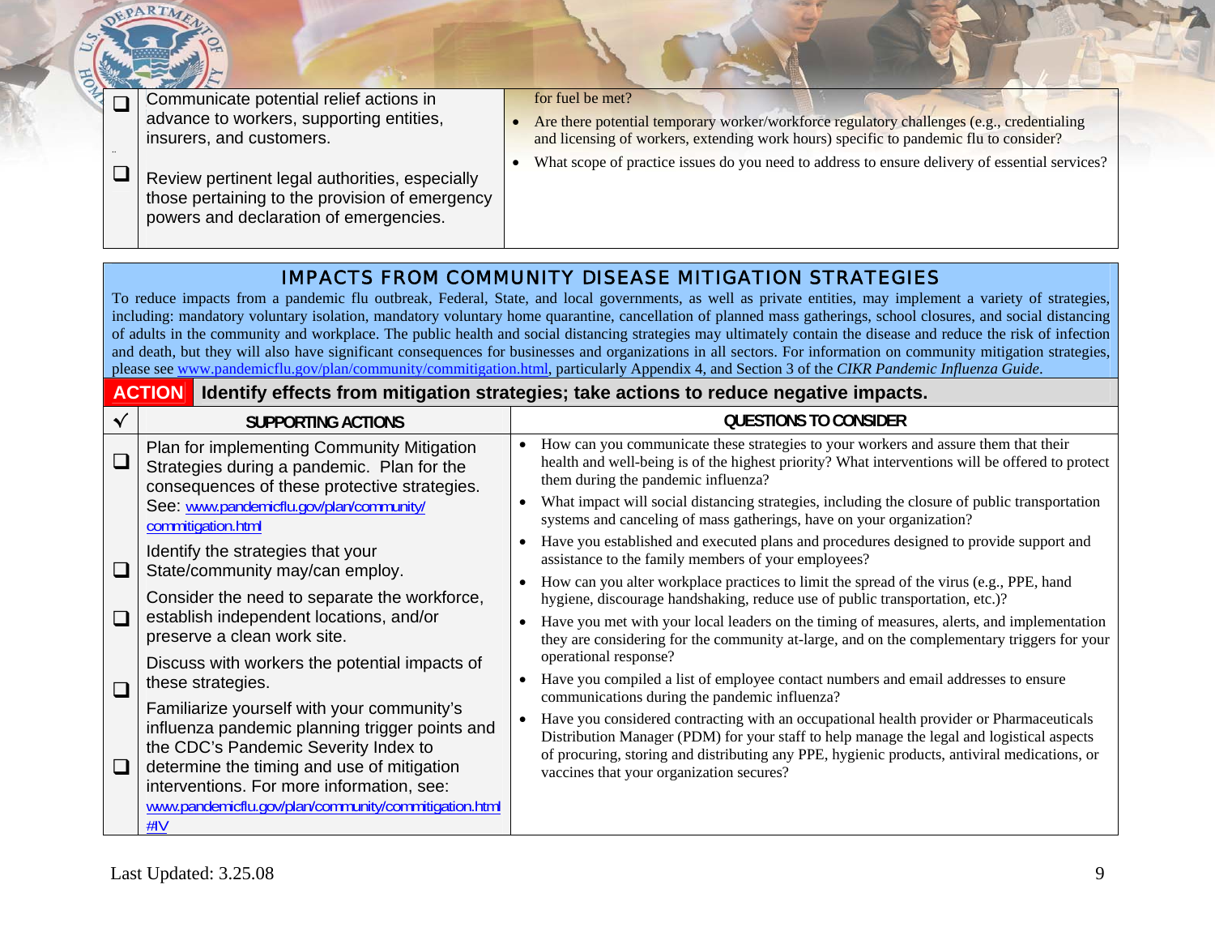| ❑ | Communicate potential relief actions in advance to workers, supporting entities, insurers, and customers. | for fuel be met? |
|---|---|---|
| ❑ | Review pertinent legal authorities, especially those pertaining to the provision of emergency powers and declaration of emergencies. | • Are there potential temporary worker/workforce regulatory challenges (e.g., credentialing and licensing of workers, extending work hours) specific to pandemic flu to consider?<br>• What scope of practice issues do you need to address to ensure delivery of essential services? |

## IMPACTS FROM COMMUNITY DISEASE MITIGATION STRATEGIES

To reduce impacts from a pandemic flu outbreak, Federal, State, and local governments, as well as private entities, may implement a variety of strategies, including: mandatory voluntary isolation, mandatory voluntary home quarantine, cancellation of planned mass gatherings, school closures, and social distancing of adults in the community and workplace. The public health and social distancing strategies may ultimately contain the disease and reduce the risk of infection and death, but they will also have significant consequences for businesses and organizations in all sectors. For information on community mitigation strategies, please see www.pandemicflu.gov/plan/community/commitigation.html, particularly Appendix 4, and Section 3 of the *CIKR Pandemic Influenza Guide*.

**ACTION** **Identify effects from mitigation strategies; take actions to reduce negative impacts.**

| √ | SUPPORTING ACTIONS | QUESTIONS TO CONSIDER |
|---|---|---|
| ❑ | Plan for implementing Community Mitigation Strategies during a pandemic. Plan for the consequences of these protective strategies. See: www.pandemicflu.gov/plan/community/commitigation.html | • How can you communicate these strategies to your workers and assure them that their health and well-being is of the highest priority? What interventions will be offered to protect them during the pandemic influenza?<br>• What impact will social distancing strategies, including the closure of public transportation systems and canceling of mass gatherings, have on your organization?<br>• Have you established and executed plans and procedures designed to provide support and assistance to the family members of your employees?<br>• How can you alter workplace practices to limit the spread of the virus (e.g., PPE, hand hygiene, discourage handshaking, reduce use of public transportation, etc.)?<br>• Have you met with your local leaders on the timing of measures, alerts, and implementation they are considering for the community at-large, and on the complementary triggers for your operational response?<br>• Have you compiled a list of employee contact numbers and email addresses to ensure communications during the pandemic influenza?<br>• Have you considered contracting with an occupational health provider or Pharmaceuticals Distribution Manager (PDM) for your staff to help manage the legal and logistical aspects of procuring, storing and distributing any PPE, hygienic products, antiviral medications, or vaccines that your organization secures? |
| ❑ | Identify the strategies that your State/community may/can employ. | |
| ❑ | Consider the need to separate the workforce, establish independent locations, and/or preserve a clean work site. | |
| ❑ | Discuss with workers the potential impacts of these strategies. | |
| ❑ | Familiarize yourself with your community's influenza pandemic planning trigger points and the CDC's Pandemic Severity Index to determine the timing and use of mitigation interventions. For more information, see: www.pandemicflu.gov/plan/community/commitigation.html#IV | |

Last Updated: 3.25.08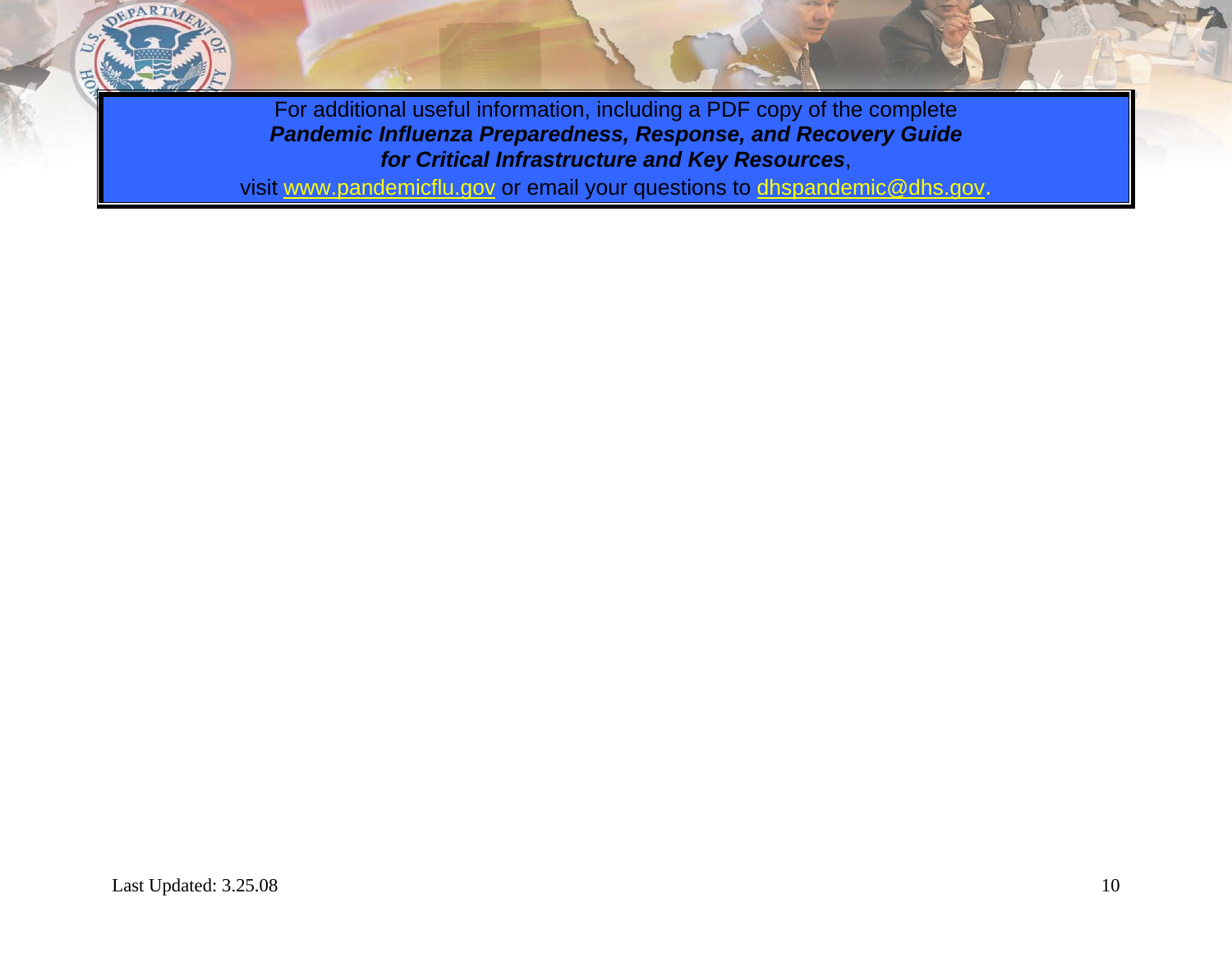For additional useful information, including a PDF copy of the complete
***Pandemic Influenza Preparedness, Response, and Recovery Guide for Critical Infrastructure and Key Resources***,
visit www.pandemicflu.gov or email your questions to dhspandemic@dhs.gov.

Last Updated: 3.25.08